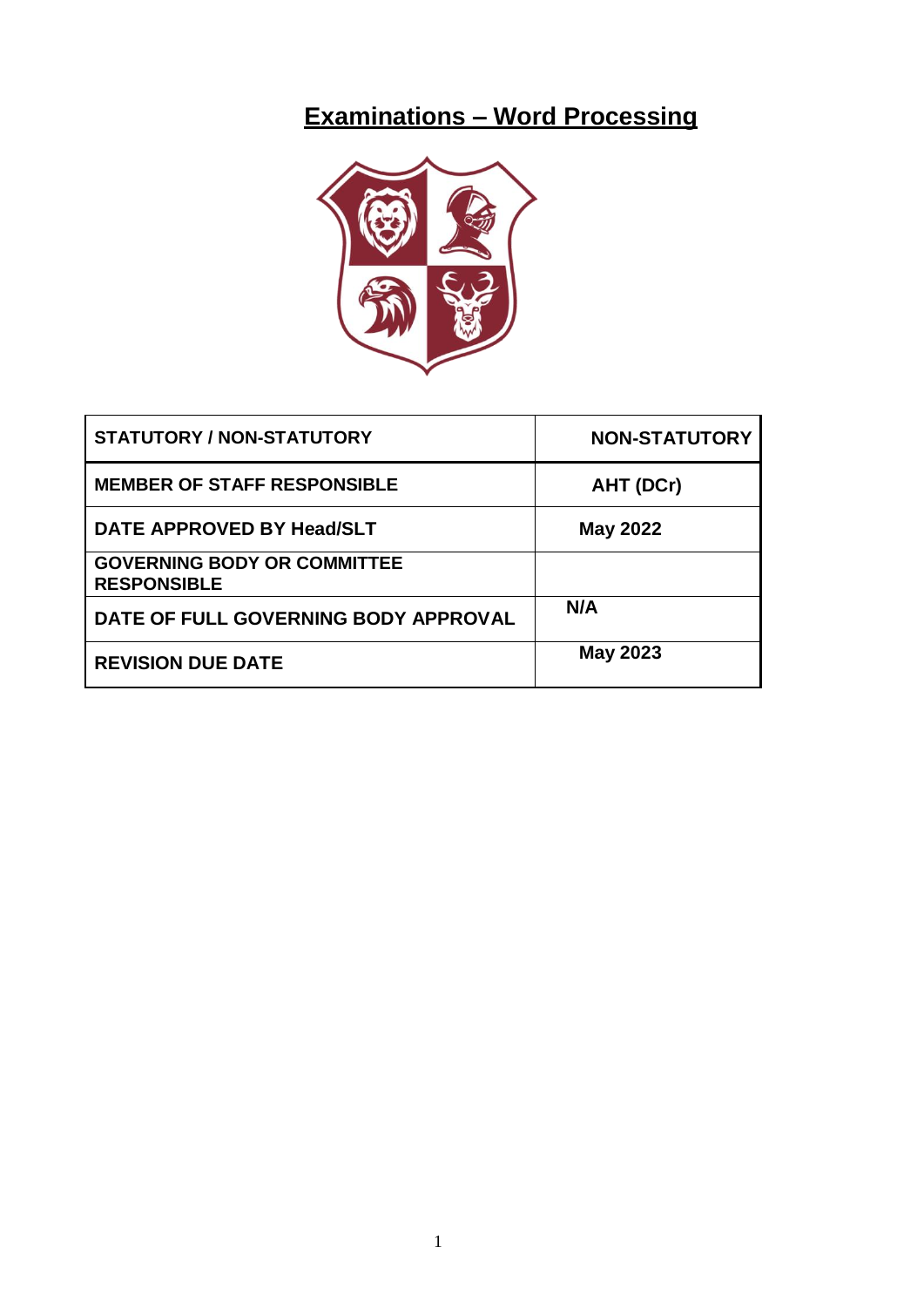# Examinations – Word Processing

| STATUTORY / NON-STATUTORY | NON-STATUTORY |
|---|---|
| MEMBER OF STAFF RESPONSIBLE | AHT (DCr) |
| DATE APPROVED BY Head/SLT | May 2022 |
| GOVERNING BODY OR COMMITTEE RESPONSIBLE | |
| DATE OF FULL GOVERNING BODY APPROVAL | N/A |
| REVISION DUE DATE | May 2023 |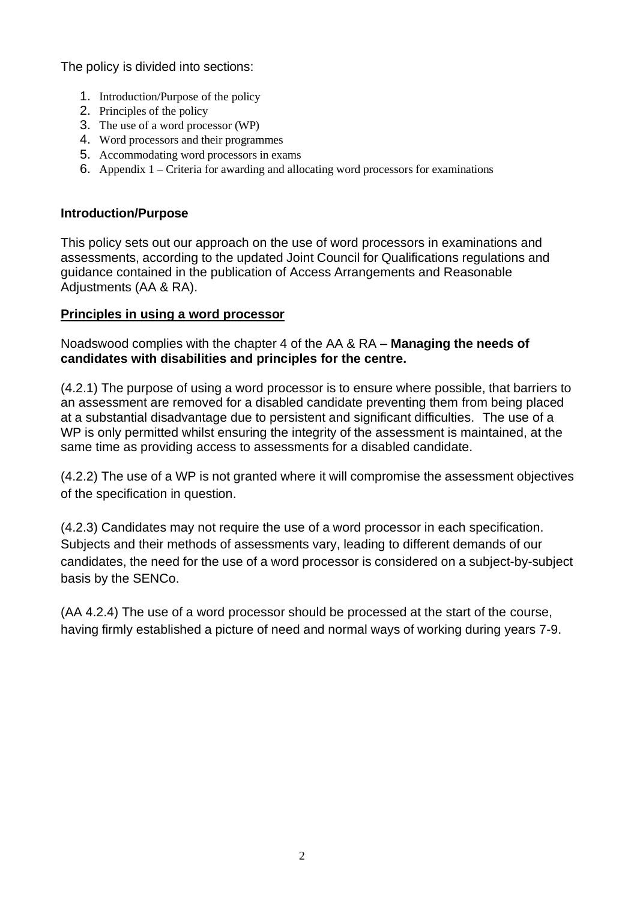The policy is divided into sections:

1. Introduction/Purpose of the policy
2. Principles of the policy
3. The use of a word processor (WP)
4. Word processors and their programmes
5. Accommodating word processors in exams
6. Appendix 1 – Criteria for awarding and allocating word processors for examinations

**Introduction/Purpose**

This policy sets out our approach on the use of word processors in examinations and assessments, according to the updated Joint Council for Qualifications regulations and guidance contained in the publication of Access Arrangements and Reasonable Adjustments (AA & RA).

**Principles in using a word processor**

Noadswood complies with the chapter 4 of the AA & RA – **Managing the needs of candidates with disabilities and principles for the centre.**

(4.2.1) The purpose of using a word processor is to ensure where possible, that barriers to an assessment are removed for a disabled candidate preventing them from being placed at a substantial disadvantage due to persistent and significant difficulties. The use of a WP is only permitted whilst ensuring the integrity of the assessment is maintained, at the same time as providing access to assessments for a disabled candidate.

(4.2.2) The use of a WP is not granted where it will compromise the assessment objectives of the specification in question.

(4.2.3) Candidates may not require the use of a word processor in each specification. Subjects and their methods of assessments vary, leading to different demands of our candidates, the need for the use of a word processor is considered on a subject-by-subject basis by the SENCo.

(AA 4.2.4) The use of a word processor should be processed at the start of the course, having firmly established a picture of need and normal ways of working during years 7-9.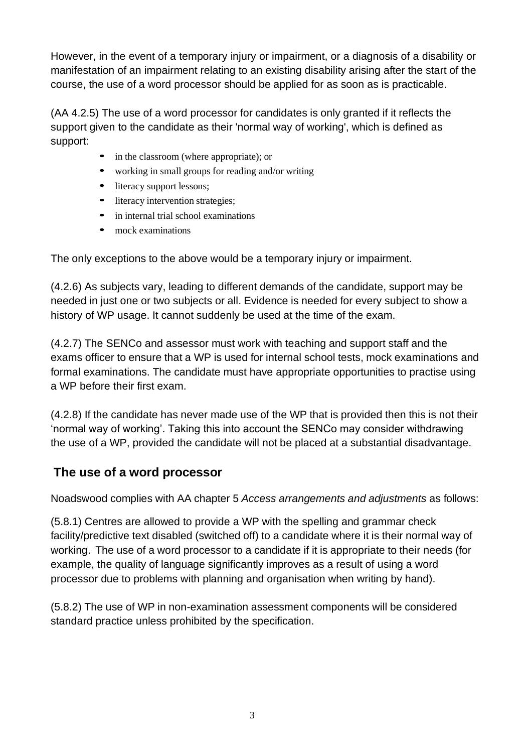However, in the event of a temporary injury or impairment, or a diagnosis of a disability or manifestation of an impairment relating to an existing disability arising after the start of the course, the use of a word processor should be applied for as soon as is practicable.

(AA 4.2.5) The use of a word processor for candidates is only granted if it reflects the support given to the candidate as their 'normal way of working', which is defined as support:

- in the classroom (where appropriate); or
- working in small groups for reading and/or writing
- literacy support lessons;
- literacy intervention strategies;
- in internal trial school examinations
- mock examinations

The only exceptions to the above would be a temporary injury or impairment.

(4.2.6) As subjects vary, leading to different demands of the candidate, support may be needed in just one or two subjects or all. Evidence is needed for every subject to show a history of WP usage. It cannot suddenly be used at the time of the exam.

(4.2.7) The SENCo and assessor must work with teaching and support staff and the exams officer to ensure that a WP is used for internal school tests, mock examinations and formal examinations. The candidate must have appropriate opportunities to practise using a WP before their first exam.

(4.2.8) If the candidate has never made use of the WP that is provided then this is not their 'normal way of working'. Taking this into account the SENCo may consider withdrawing the use of a WP, provided the candidate will not be placed at a substantial disadvantage.

## The use of a word processor

Noadswood complies with AA chapter 5 *Access arrangements and adjustments* as follows:

(5.8.1) Centres are allowed to provide a WP with the spelling and grammar check facility/predictive text disabled (switched off) to a candidate where it is their normal way of working. The use of a word processor to a candidate if it is appropriate to their needs (for example, the quality of language significantly improves as a result of using a word processor due to problems with planning and organisation when writing by hand).

(5.8.2) The use of WP in non-examination assessment components will be considered standard practice unless prohibited by the specification.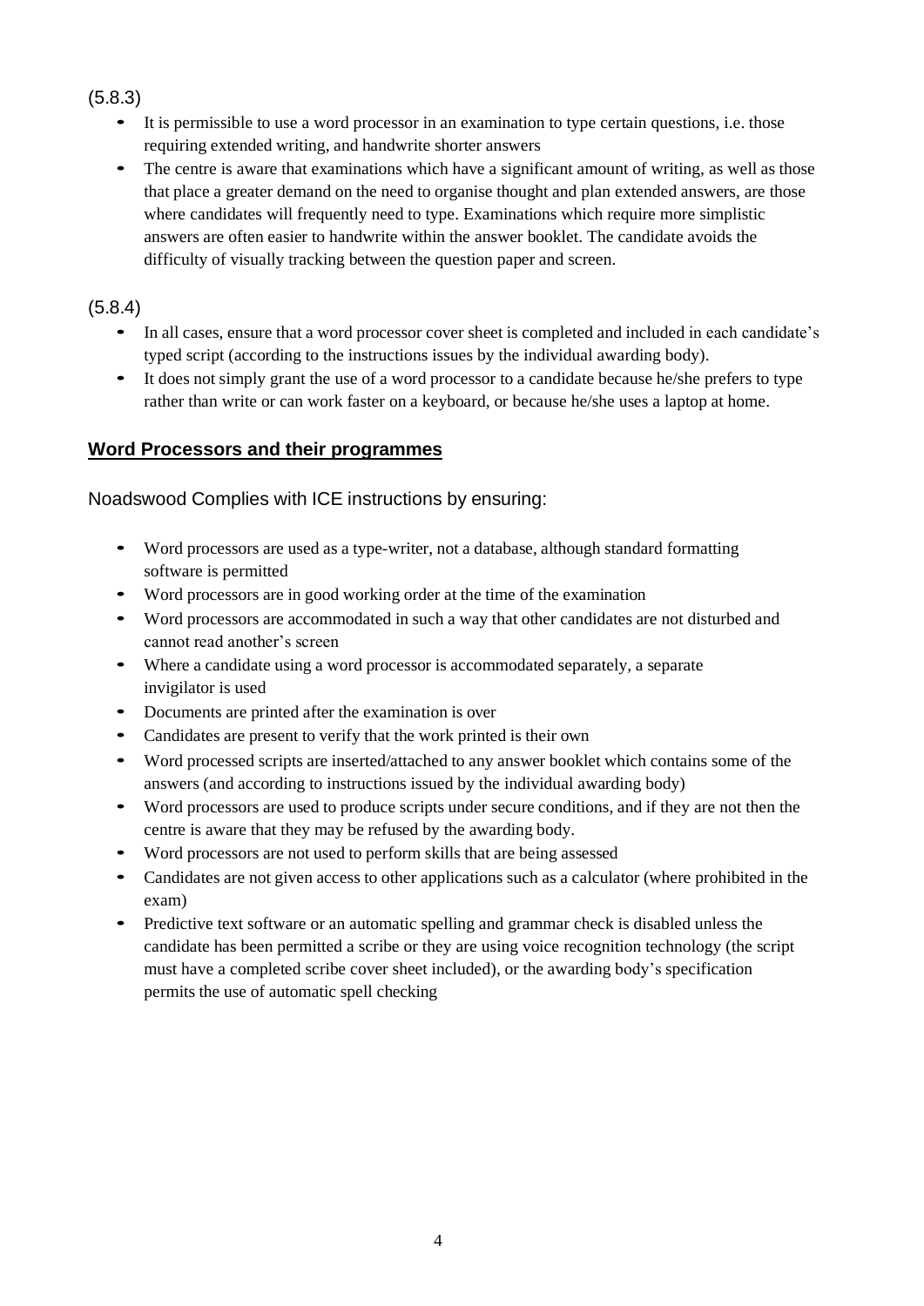(5.8.3)

- It is permissible to use a word processor in an examination to type certain questions, i.e. those requiring extended writing, and handwrite shorter answers
- The centre is aware that examinations which have a significant amount of writing, as well as those that place a greater demand on the need to organise thought and plan extended answers, are those where candidates will frequently need to type. Examinations which require more simplistic answers are often easier to handwrite within the answer booklet. The candidate avoids the difficulty of visually tracking between the question paper and screen.

(5.8.4)

- In all cases, ensure that a word processor cover sheet is completed and included in each candidate's typed script (according to the instructions issues by the individual awarding body).
- It does not simply grant the use of a word processor to a candidate because he/she prefers to type rather than write or can work faster on a keyboard, or because he/she uses a laptop at home.

## **Word Processors and their programmes**

Noadswood Complies with ICE instructions by ensuring:

- Word processors are used as a type-writer, not a database, although standard formatting software is permitted
- Word processors are in good working order at the time of the examination
- Word processors are accommodated in such a way that other candidates are not disturbed and cannot read another's screen
- Where a candidate using a word processor is accommodated separately, a separate invigilator is used
- Documents are printed after the examination is over
- Candidates are present to verify that the work printed is their own
- Word processed scripts are inserted/attached to any answer booklet which contains some of the answers (and according to instructions issued by the individual awarding body)
- Word processors are used to produce scripts under secure conditions, and if they are not then the centre is aware that they may be refused by the awarding body.
- Word processors are not used to perform skills that are being assessed
- Candidates are not given access to other applications such as a calculator (where prohibited in the exam)
- Predictive text software or an automatic spelling and grammar check is disabled unless the candidate has been permitted a scribe or they are using voice recognition technology (the script must have a completed scribe cover sheet included), or the awarding body's specification permits the use of automatic spell checking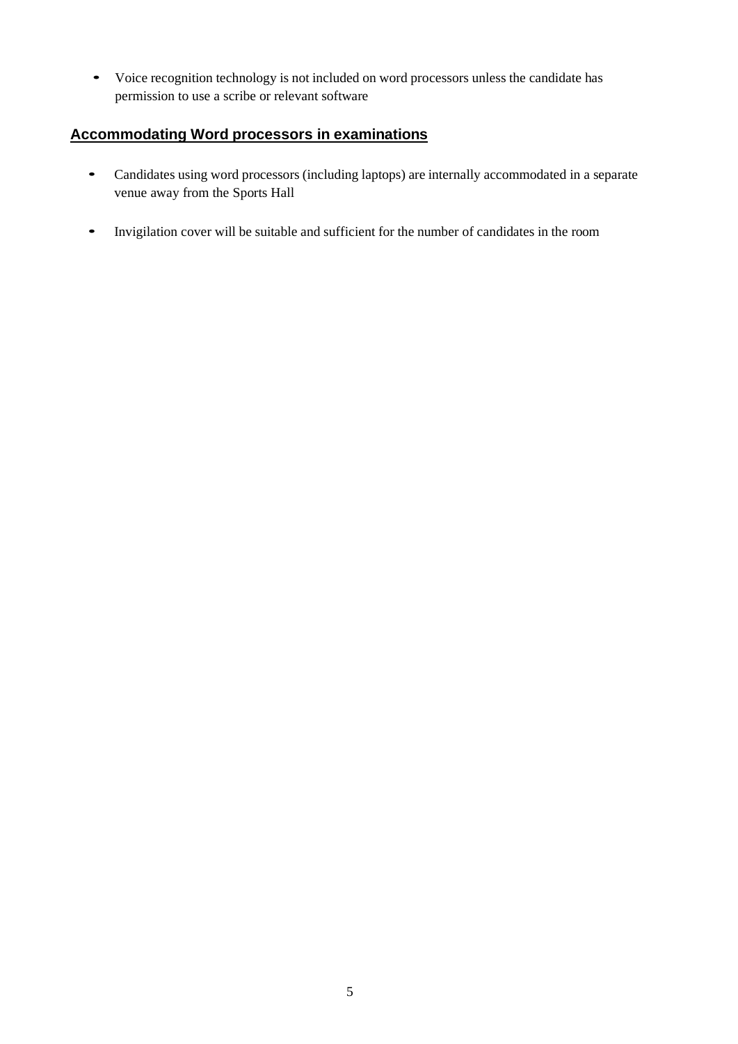- Voice recognition technology is not included on word processors unless the candidate has permission to use a scribe or relevant software

## **Accommodating Word processors in examinations**

- Candidates using word processors (including laptops) are internally accommodated in a separate venue away from the Sports Hall
- Invigilation cover will be suitable and sufficient for the number of candidates in the room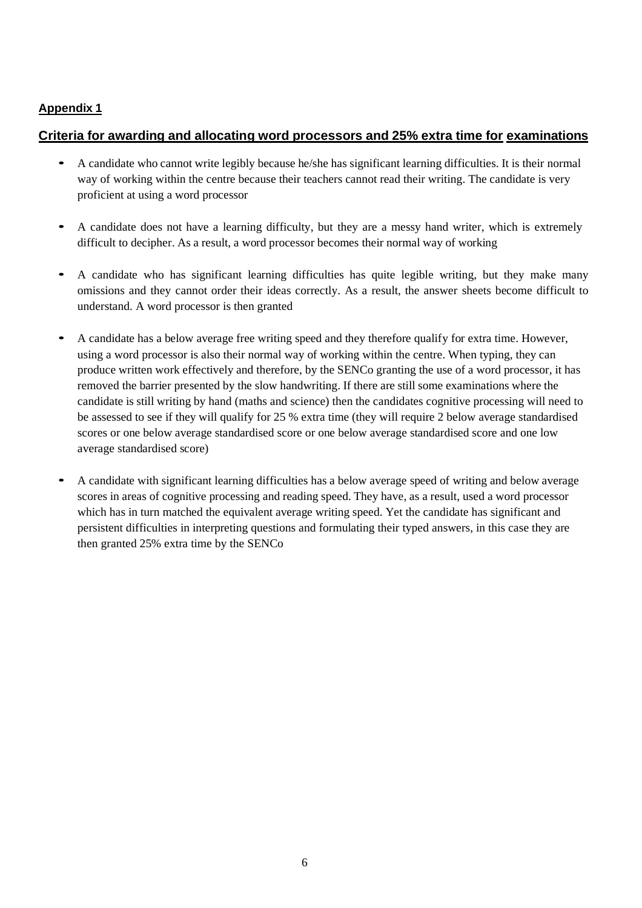**Appendix 1**

## Criteria for awarding and allocating word processors and 25% extra time for examinations

- A candidate who cannot write legibly because he/she has significant learning difficulties. It is their normal way of working within the centre because their teachers cannot read their writing. The candidate is very proficient at using a word processor

- A candidate does not have a learning difficulty, but they are a messy hand writer, which is extremely difficult to decipher. As a result, a word processor becomes their normal way of working

- A candidate who has significant learning difficulties has quite legible writing, but they make many omissions and they cannot order their ideas correctly. As a result, the answer sheets become difficult to understand. A word processor is then granted

- A candidate has a below average free writing speed and they therefore qualify for extra time. However, using a word processor is also their normal way of working within the centre. When typing, they can produce written work effectively and therefore, by the SENCo granting the use of a word processor, it has removed the barrier presented by the slow handwriting. If there are still some examinations where the candidate is still writing by hand (maths and science) then the candidates cognitive processing will need to be assessed to see if they will qualify for 25 % extra time (they will require 2 below average standardised scores or one below average standardised score or one below average standardised score and one low average standardised score)

- A candidate with significant learning difficulties has a below average speed of writing and below average scores in areas of cognitive processing and reading speed. They have, as a result, used a word processor which has in turn matched the equivalent average writing speed. Yet the candidate has significant and persistent difficulties in interpreting questions and formulating their typed answers, in this case they are then granted 25% extra time by the SENCo